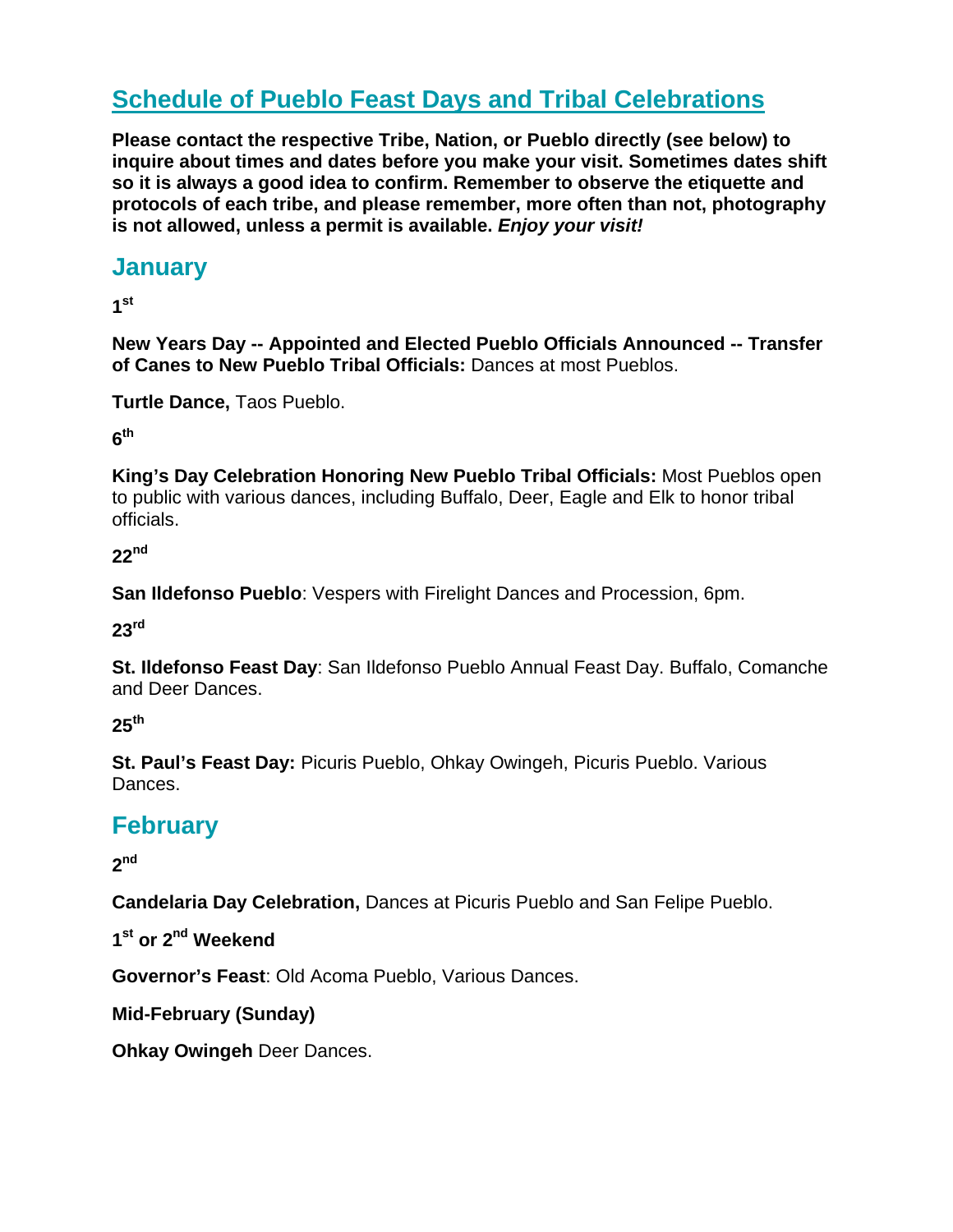# Schedule of Pueblo Feast Days and Tribal Celebrations

**Please contact the respective Tribe, Nation, or Pueblo directly (see below) to inquire about times and dates before you make your visit. Sometimes dates shift so it is always a good idea to confirm. Remember to observe the etiquette and protocols of each tribe, and please remember, more often than not, photography is not allowed, unless a permit is available. *Enjoy your visit!***

## January

**1st**

**New Years Day -- Appointed and Elected Pueblo Officials Announced -- Transfer of Canes to New Pueblo Tribal Officials:** Dances at most Pueblos.

**Turtle Dance,** Taos Pueblo.

**6th**

**King's Day Celebration Honoring New Pueblo Tribal Officials:** Most Pueblos open to public with various dances, including Buffalo, Deer, Eagle and Elk to honor tribal officials.

**22nd**

**San Ildefonso Pueblo**: Vespers with Firelight Dances and Procession, 6pm.

**23rd**

**St. Ildefonso Feast Day**: San Ildefonso Pueblo Annual Feast Day. Buffalo, Comanche and Deer Dances.

**25th**

**St. Paul's Feast Day:** Picuris Pueblo, Ohkay Owingeh, Picuris Pueblo. Various Dances.

## February

**2nd**

**Candelaria Day Celebration,** Dances at Picuris Pueblo and San Felipe Pueblo.

**1st or 2nd Weekend**

**Governor's Feast**: Old Acoma Pueblo, Various Dances.

**Mid-February (Sunday)**

**Ohkay Owingeh** Deer Dances.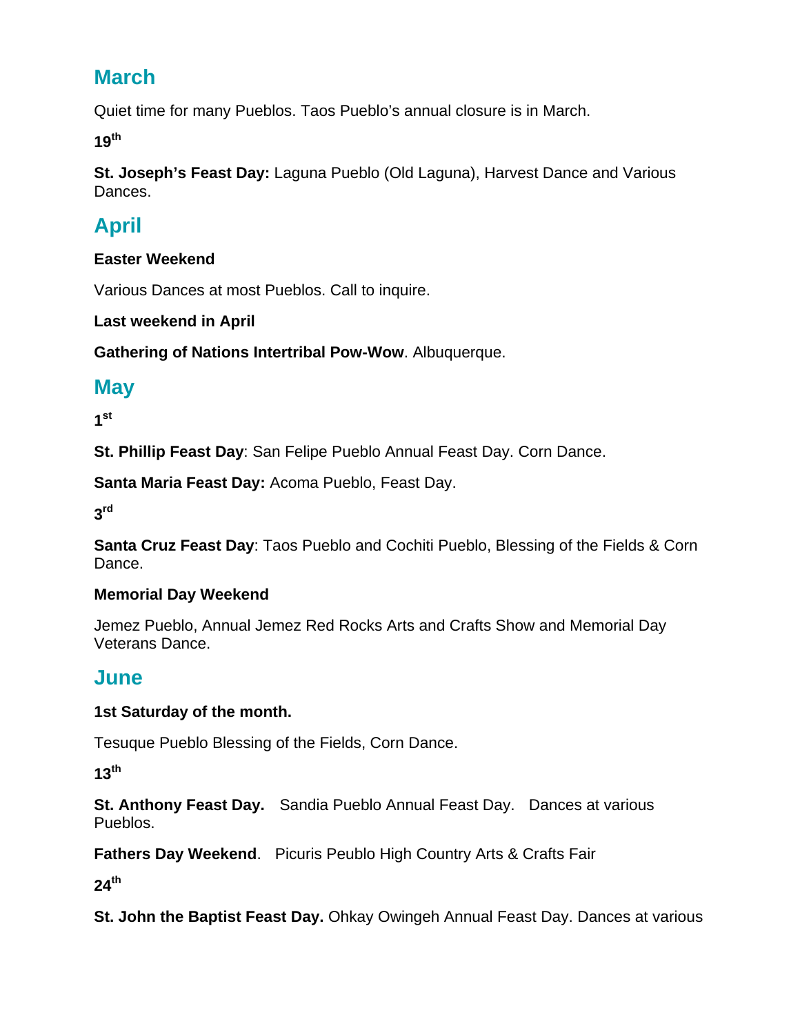## March

Quiet time for many Pueblos. Taos Pueblo's annual closure is in March.

**19th**

**St. Joseph's Feast Day:** Laguna Pueblo (Old Laguna), Harvest Dance and Various Dances.

## April

**Easter Weekend**

Various Dances at most Pueblos. Call to inquire.

**Last weekend in April**

**Gathering of Nations Intertribal Pow-Wow**. Albuquerque.

## May

**1st**

**St. Phillip Feast Day**: San Felipe Pueblo Annual Feast Day. Corn Dance.

**Santa Maria Feast Day:** Acoma Pueblo, Feast Day.

**3rd**

**Santa Cruz Feast Day**: Taos Pueblo and Cochiti Pueblo, Blessing of the Fields & Corn Dance.

**Memorial Day Weekend**

Jemez Pueblo, Annual Jemez Red Rocks Arts and Crafts Show and Memorial Day Veterans Dance.

## June

**1st Saturday of the month.**

Tesuque Pueblo Blessing of the Fields, Corn Dance.

**13th**

**St. Anthony Feast Day.** Sandia Pueblo Annual Feast Day. Dances at various Pueblos.

**Fathers Day Weekend**. Picuris Peublo High Country Arts & Crafts Fair

**24th**

**St. John the Baptist Feast Day.** Ohkay Owingeh Annual Feast Day. Dances at various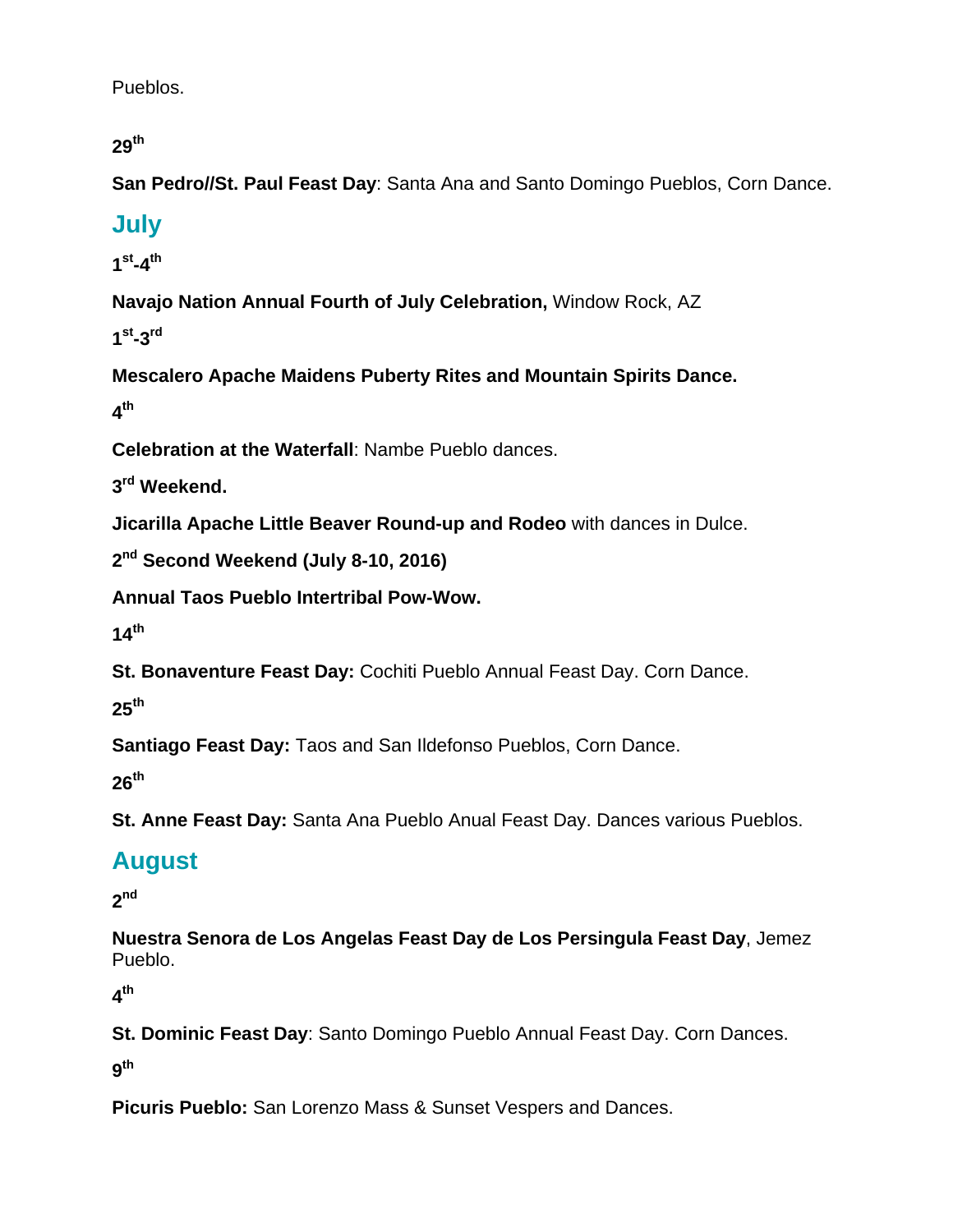Pueblos.

**29th**

**San Pedro//St. Paul Feast Day**: Santa Ana and Santo Domingo Pueblos, Corn Dance.

## July

**1st-4th**

**Navajo Nation Annual Fourth of July Celebration,** Window Rock, AZ

**1st-3rd**

**Mescalero Apache Maidens Puberty Rites and Mountain Spirits Dance.**

**4th**

**Celebration at the Waterfall**: Nambe Pueblo dances.

**3rd Weekend.**

**Jicarilla Apache Little Beaver Round-up and Rodeo** with dances in Dulce.

**2nd Second Weekend (July 8-10, 2016)**

**Annual Taos Pueblo Intertribal Pow-Wow.**

**14th**

**St. Bonaventure Feast Day:** Cochiti Pueblo Annual Feast Day. Corn Dance.

**25th**

**Santiago Feast Day:** Taos and San Ildefonso Pueblos, Corn Dance.

**26th**

**St. Anne Feast Day:** Santa Ana Pueblo Anual Feast Day. Dances various Pueblos.

## August

**2nd**

**Nuestra Senora de Los Angelas Feast Day de Los Persingula Feast Day**, Jemez Pueblo.

**4th**

**St. Dominic Feast Day**: Santo Domingo Pueblo Annual Feast Day. Corn Dances.

**9th**

**Picuris Pueblo:** San Lorenzo Mass & Sunset Vespers and Dances.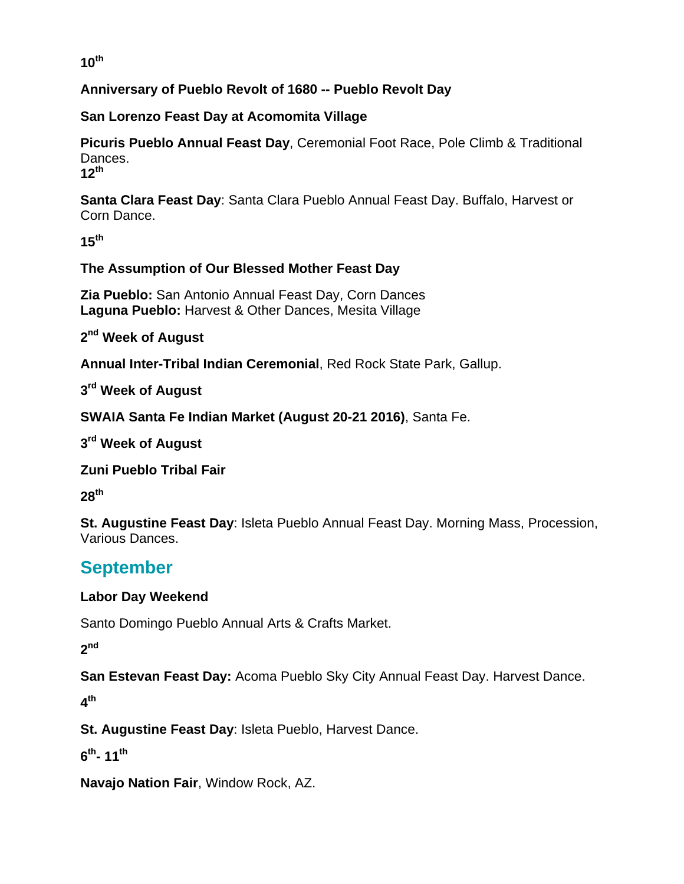**10th**

**Anniversary of Pueblo Revolt of 1680 -- Pueblo Revolt Day**

**San Lorenzo Feast Day at Acomomita Village**

**Picuris Pueblo Annual Feast Day**, Ceremonial Foot Race, Pole Climb & Traditional Dances.

**12th**

**Santa Clara Feast Day**: Santa Clara Pueblo Annual Feast Day. Buffalo, Harvest or Corn Dance.

**15th**

**The Assumption of Our Blessed Mother Feast Day**

**Zia Pueblo:** San Antonio Annual Feast Day, Corn Dances
**Laguna Pueblo:** Harvest & Other Dances, Mesita Village

**2nd Week of August**

**Annual Inter-Tribal Indian Ceremonial**, Red Rock State Park, Gallup.

**3rd Week of August**

**SWAIA Santa Fe Indian Market (August 20-21 2016)**, Santa Fe.

**3rd Week of August**

**Zuni Pueblo Tribal Fair**

**28th**

**St. Augustine Feast Day**: Isleta Pueblo Annual Feast Day. Morning Mass, Procession, Various Dances.

## September

**Labor Day Weekend**

Santo Domingo Pueblo Annual Arts & Crafts Market.

**2nd**

**San Estevan Feast Day:** Acoma Pueblo Sky City Annual Feast Day. Harvest Dance.

**4th**

**St. Augustine Feast Day**: Isleta Pueblo, Harvest Dance.

**6th- 11th**

**Navajo Nation Fair**, Window Rock, AZ.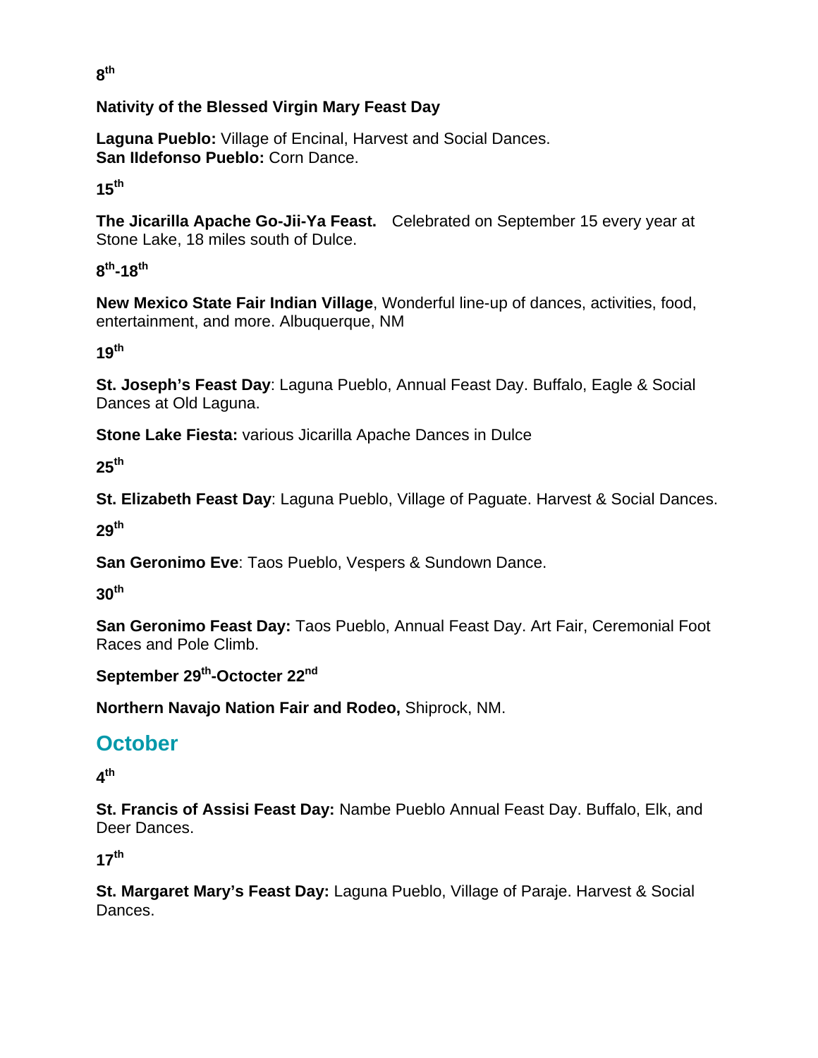**8th**

**Nativity of the Blessed Virgin Mary Feast Day**

**Laguna Pueblo:** Village of Encinal, Harvest and Social Dances.
**San Ildefonso Pueblo:** Corn Dance.

**15th**

**The Jicarilla Apache Go-Jii-Ya Feast.** Celebrated on September 15 every year at Stone Lake, 18 miles south of Dulce.

**8th-18th**

**New Mexico State Fair Indian Village**, Wonderful line-up of dances, activities, food, entertainment, and more. Albuquerque, NM

**19th**

**St. Joseph's Feast Day**: Laguna Pueblo, Annual Feast Day. Buffalo, Eagle & Social Dances at Old Laguna.

**Stone Lake Fiesta:** various Jicarilla Apache Dances in Dulce

**25th**

**St. Elizabeth Feast Day**: Laguna Pueblo, Village of Paguate. Harvest & Social Dances.

**29th**

**San Geronimo Eve**: Taos Pueblo, Vespers & Sundown Dance.

**30th**

**San Geronimo Feast Day:** Taos Pueblo, Annual Feast Day. Art Fair, Ceremonial Foot Races and Pole Climb.

**September 29th-Octocter 22nd**

**Northern Navajo Nation Fair and Rodeo,** Shiprock, NM.

## October

**4th**

**St. Francis of Assisi Feast Day:** Nambe Pueblo Annual Feast Day. Buffalo, Elk, and Deer Dances.

**17th**

**St. Margaret Mary's Feast Day:** Laguna Pueblo, Village of Paraje. Harvest & Social Dances.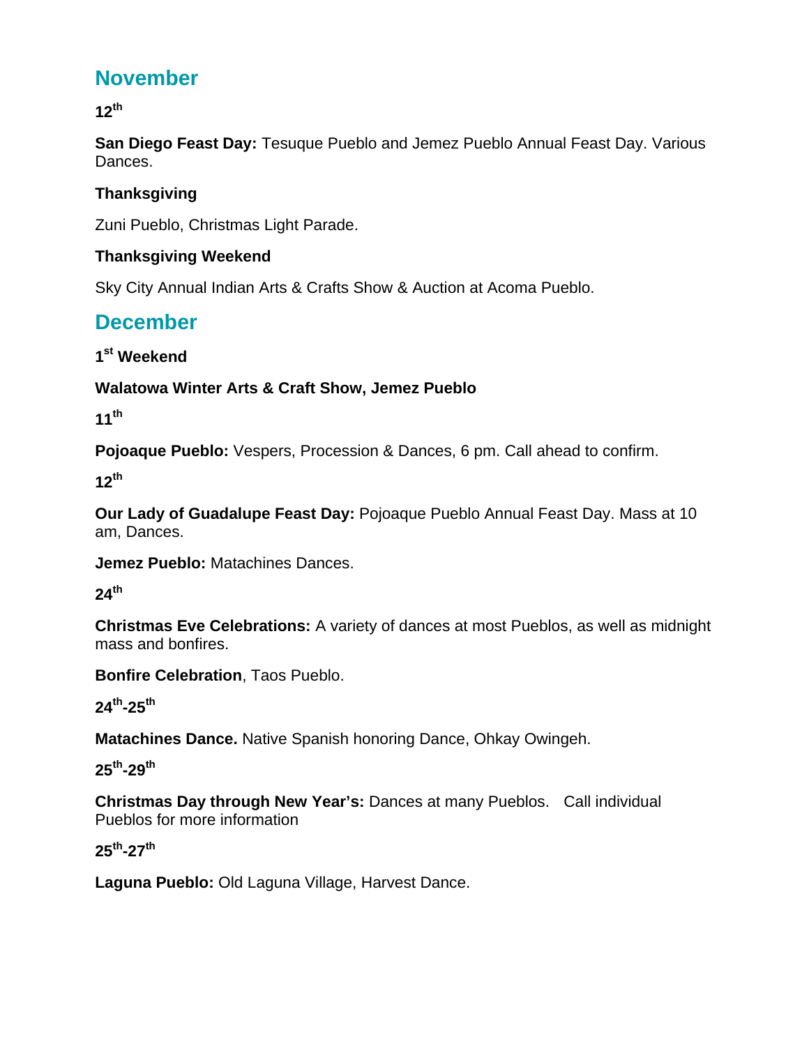## November

**12th**

**San Diego Feast Day:** Tesuque Pueblo and Jemez Pueblo Annual Feast Day. Various Dances.

**Thanksgiving**

Zuni Pueblo, Christmas Light Parade.

**Thanksgiving Weekend**

Sky City Annual Indian Arts & Crafts Show & Auction at Acoma Pueblo.

## December

**1st Weekend**

**Walatowa Winter Arts & Craft Show, Jemez Pueblo**

**11th**

**Pojoaque Pueblo:** Vespers, Procession & Dances, 6 pm. Call ahead to confirm.

**12th**

**Our Lady of Guadalupe Feast Day:** Pojoaque Pueblo Annual Feast Day. Mass at 10 am, Dances.

**Jemez Pueblo:** Matachines Dances.

**24th**

**Christmas Eve Celebrations:** A variety of dances at most Pueblos, as well as midnight mass and bonfires.

**Bonfire Celebration**, Taos Pueblo.

**24th-25th**

**Matachines Dance.** Native Spanish honoring Dance, Ohkay Owingeh.

**25th-29th**

**Christmas Day through New Year's:** Dances at many Pueblos. Call individual Pueblos for more information

**25th-27th**

**Laguna Pueblo:** Old Laguna Village, Harvest Dance.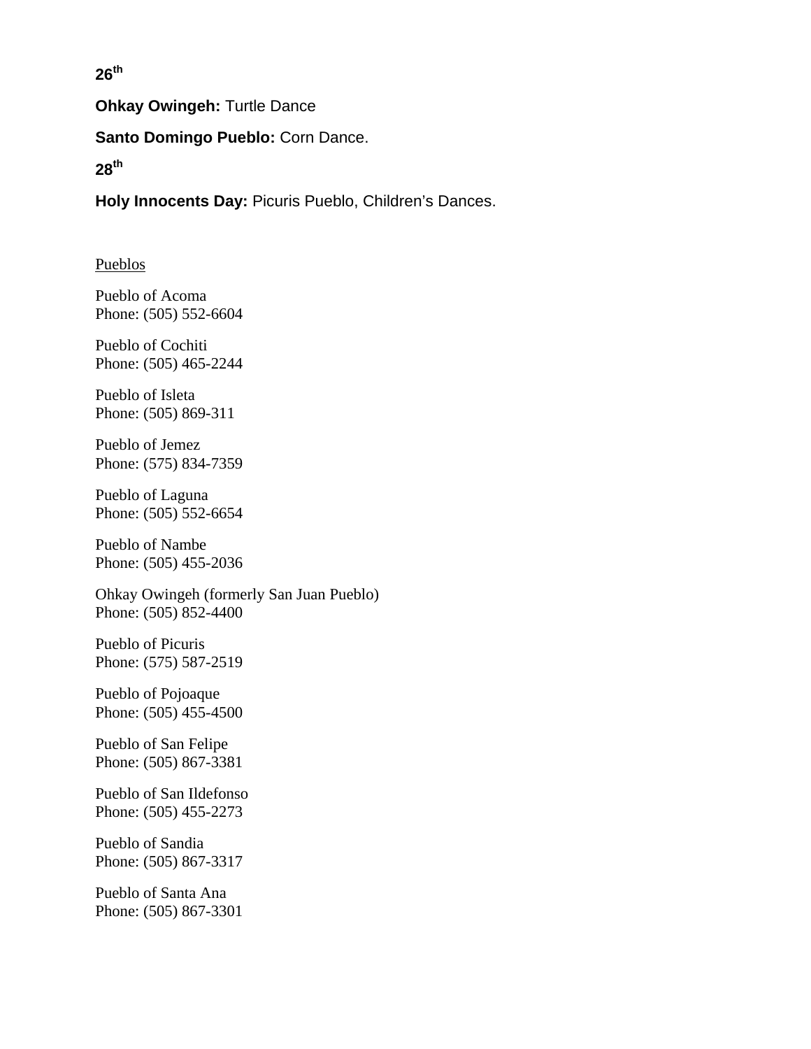**26th**

**Ohkay Owingeh:** Turtle Dance

**Santo Domingo Pueblo:** Corn Dance.

**28th**

**Holy Innocents Day:** Picuris Pueblo, Children's Dances.

<u>Pueblos</u>

Pueblo of Acoma
Phone: (505) 552-6604

Pueblo of Cochiti
Phone: (505) 465-2244

Pueblo of Isleta
Phone: (505) 869-311

Pueblo of Jemez
Phone: (575) 834-7359

Pueblo of Laguna
Phone: (505) 552-6654

Pueblo of Nambe
Phone: (505) 455-2036

Ohkay Owingeh (formerly San Juan Pueblo)
Phone: (505) 852-4400

Pueblo of Picuris
Phone: (575) 587-2519

Pueblo of Pojoaque
Phone: (505) 455-4500

Pueblo of San Felipe
Phone: (505) 867-3381

Pueblo of San Ildefonso
Phone: (505) 455-2273

Pueblo of Sandia
Phone: (505) 867-3317

Pueblo of Santa Ana
Phone: (505) 867-3301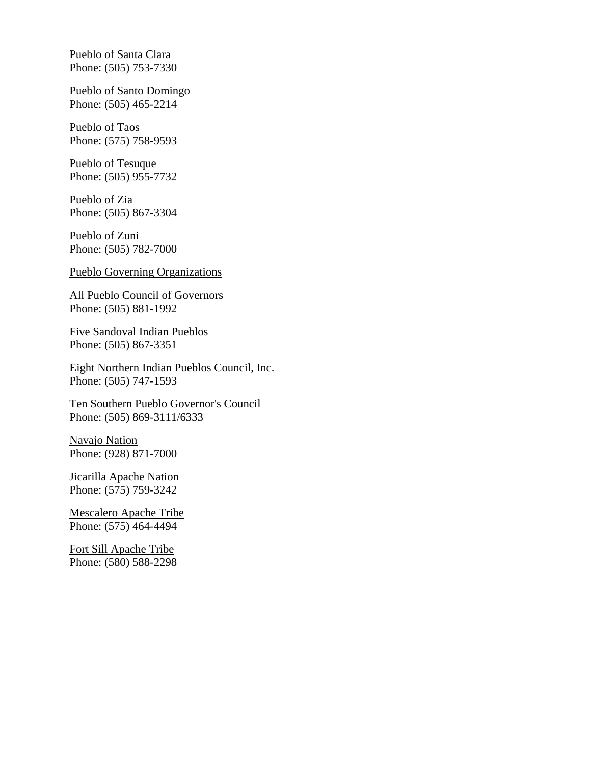Pueblo of Santa Clara
Phone: (505) 753-7330

Pueblo of Santo Domingo
Phone: (505) 465-2214

Pueblo of Taos
Phone: (575) 758-9593

Pueblo of Tesuque
Phone: (505) 955-7732

Pueblo of Zia
Phone: (505) 867-3304

Pueblo of Zuni
Phone: (505) 782-7000

<u>Pueblo Governing Organizations</u>

All Pueblo Council of Governors
Phone: (505) 881-1992

Five Sandoval Indian Pueblos
Phone: (505) 867-3351

Eight Northern Indian Pueblos Council, Inc.
Phone: (505) 747-1593

Ten Southern Pueblo Governor's Council
Phone: (505) 869-3111/6333

<u>Navajo Nation</u>
Phone: (928) 871-7000

<u>Jicarilla Apache Nation</u>
Phone: (575) 759-3242

<u>Mescalero Apache Tribe</u>
Phone: (575) 464-4494

<u>Fort Sill Apache Tribe</u>
Phone: (580) 588-2298